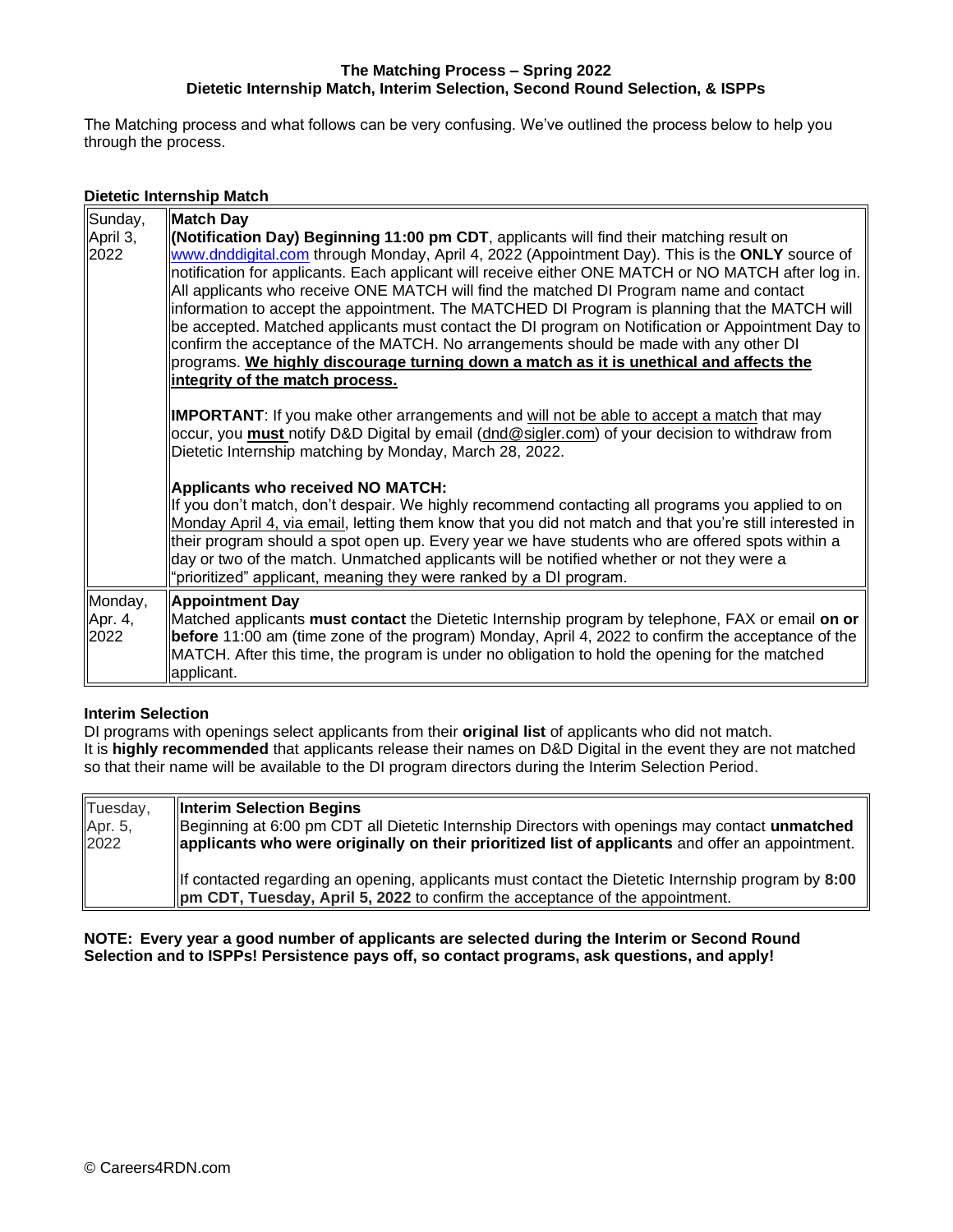**The Matching Process – Spring 2022**
**Dietetic Internship Match, Interim Selection, Second Round Selection, & ISPPs**

The Matching process and what follows can be very confusing. We've outlined the process below to help you through the process.

**Dietetic Internship Match**

| | |
|---|---|
| Sunday, April 3, 2022 | **Match Day**<br>**(Notification Day) Beginning 11:00 pm CDT**, applicants will find their matching result on www.dnddigital.com through Monday, April 4, 2022 (Appointment Day). This is the **ONLY** source of notification for applicants. Each applicant will receive either ONE MATCH or NO MATCH after log in. All applicants who receive ONE MATCH will find the matched DI Program name and contact information to accept the appointment. The MATCHED DI Program is planning that the MATCH will be accepted. Matched applicants must contact the DI program on Notification or Appointment Day to confirm the acceptance of the MATCH. No arrangements should be made with any other DI programs. **We highly discourage turning down a match as it is unethical and affects the integrity of the match process.**<br><br>**IMPORTANT**: If you make other arrangements and will not be able to accept a match that may occur, you **must** notify D&D Digital by email (dnd@sigler.com) of your decision to withdraw from Dietetic Internship matching by Monday, March 28, 2022.<br><br>**Applicants who received NO MATCH:**<br>If you don't match, don't despair. We highly recommend contacting all programs you applied to on Monday April 4, via email, letting them know that you did not match and that you're still interested in their program should a spot open up. Every year we have students who are offered spots within a day or two of the match. Unmatched applicants will be notified whether or not they were a "prioritized" applicant, meaning they were ranked by a DI program. |
| Monday, Apr. 4, 2022 | **Appointment Day**<br>Matched applicants **must contact** the Dietetic Internship program by telephone, FAX or email **on or before** 11:00 am (time zone of the program) Monday, April 4, 2022 to confirm the acceptance of the MATCH. After this time, the program is under no obligation to hold the opening for the matched applicant. |

**Interim Selection**

DI programs with openings select applicants from their **original list** of applicants who did not match.
It is **highly recommended** that applicants release their names on D&D Digital in the event they are not matched so that their name will be available to the DI program directors during the Interim Selection Period.

| | |
|---|---|
| Tuesday, Apr. 5, 2022 | **Interim Selection Begins**<br>Beginning at 6:00 pm CDT all Dietetic Internship Directors with openings may contact **unmatched applicants who were originally on their prioritized list of applicants** and offer an appointment.<br><br>If contacted regarding an opening, applicants must contact the Dietetic Internship program by **8:00 pm CDT, Tuesday, April 5, 2022** to confirm the acceptance of the appointment. |

**NOTE: Every year a good number of applicants are selected during the Interim or Second Round Selection and to ISPPs! Persistence pays off, so contact programs, ask questions, and apply!**

© Careers4RDN.com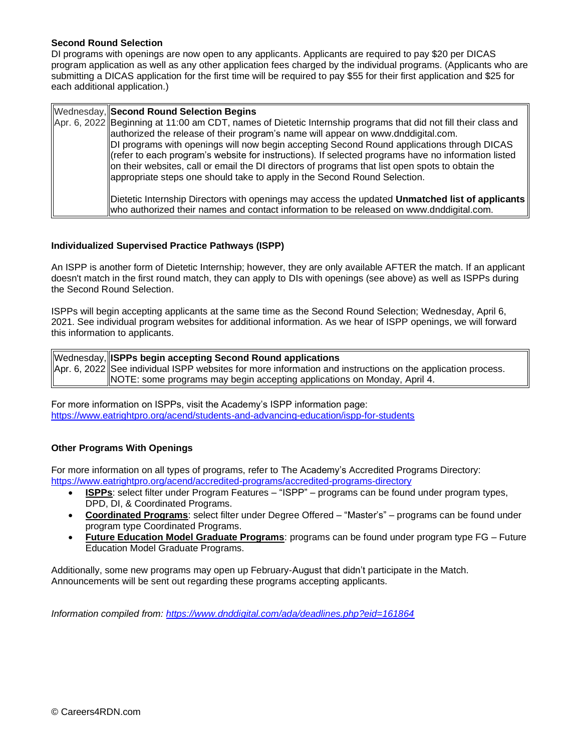**Second Round Selection**

DI programs with openings are now open to any applicants. Applicants are required to pay $20 per DICAS program application as well as any other application fees charged by the individual programs. (Applicants who are submitting a DICAS application for the first time will be required to pay $55 for their first application and $25 for each additional application.)

| | |
|---|---|
| Wednesday, Apr. 6, 2022 | **Second Round Selection Begins**<br>Beginning at 11:00 am CDT, names of Dietetic Internship programs that did not fill their class and authorized the release of their program's name will appear on www.dnddigital.com.<br>DI programs with openings will now begin accepting Second Round applications through DICAS (refer to each program's website for instructions). If selected programs have no information listed on their websites, call or email the DI directors of programs that list open spots to obtain the appropriate steps one should take to apply in the Second Round Selection.<br><br>Dietetic Internship Directors with openings may access the updated **Unmatched list of applicants** who authorized their names and contact information to be released on www.dnddigital.com. |

**Individualized Supervised Practice Pathways (ISPP)**

An ISPP is another form of Dietetic Internship; however, they are only available AFTER the match. If an applicant doesn't match in the first round match, they can apply to DIs with openings (see above) as well as ISPPs during the Second Round Selection.

ISPPs will begin accepting applicants at the same time as the Second Round Selection; Wednesday, April 6, 2021. See individual program websites for additional information. As we hear of ISPP openings, we will forward this information to applicants.

| | |
|---|---|
| Wednesday, Apr. 6, 2022 | **ISPPs begin accepting Second Round applications**<br>See individual ISPP websites for more information and instructions on the application process.<br>NOTE: some programs may begin accepting applications on Monday, April 4. |

For more information on ISPPs, visit the Academy's ISPP information page:
https://www.eatrightpro.org/acend/students-and-advancing-education/ispp-for-students

**Other Programs With Openings**

For more information on all types of programs, refer to The Academy's Accredited Programs Directory:
https://www.eatrightpro.org/acend/accredited-programs/accredited-programs-directory

- **ISPPs**: select filter under Program Features – "ISPP" – programs can be found under program types, DPD, DI, & Coordinated Programs.
- **Coordinated Programs**: select filter under Degree Offered – "Master's" – programs can be found under program type Coordinated Programs.
- **Future Education Model Graduate Programs**: programs can be found under program type FG – Future Education Model Graduate Programs.

Additionally, some new programs may open up February-August that didn't participate in the Match. Announcements will be sent out regarding these programs accepting applicants.

*Information compiled from: https://www.dnddigital.com/ada/deadlines.php?eid=161864*

© Careers4RDN.com